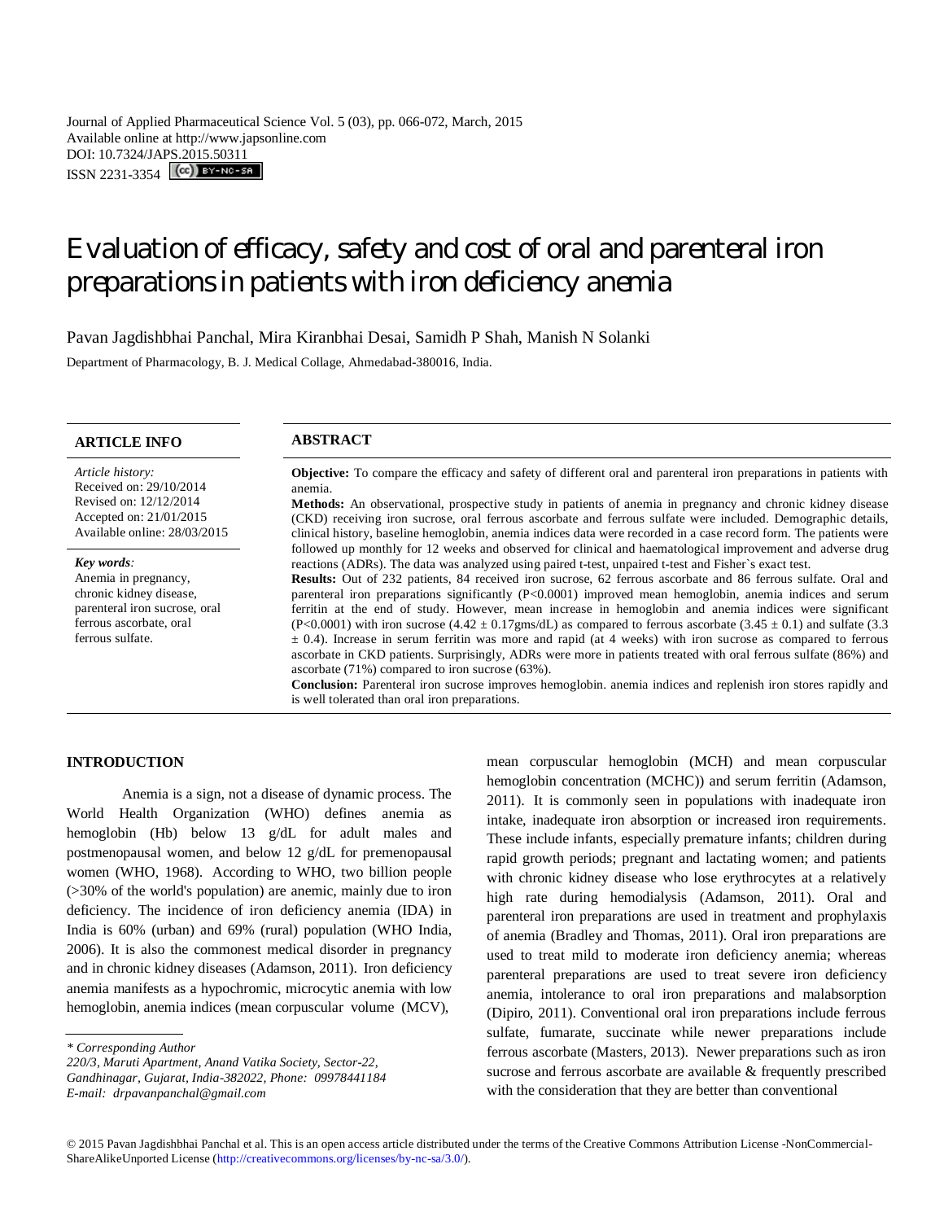Journal of Applied Pharmaceutical Science Vol. 5 (03), pp. 066-072, March, 2015
Available online at http://www.japsonline.com
DOI: 10.7324/JAPS.2015.50311
ISSN 2231-3354

# Evaluation of efficacy, safety and cost of oral and parenteral iron preparations in patients with iron deficiency anemia

Pavan Jagdishbhai Panchal, Mira Kiranbhai Desai, Samidh P Shah, Manish N Solanki

Department of Pharmacology, B. J. Medical Collage, Ahmedabad-380016, India.

## ARTICLE INFO

*Article history:*
Received on: 29/10/2014
Revised on: 12/12/2014
Accepted on: 21/01/2015
Available online: 28/03/2015

***Key words**:*
Anemia in pregnancy, chronic kidney disease, parenteral iron sucrose, oral ferrous ascorbate, oral ferrous sulfate.

## ABSTRACT

**Objective:** To compare the efficacy and safety of different oral and parenteral iron preparations in patients with anemia.

**Methods:** An observational, prospective study in patients of anemia in pregnancy and chronic kidney disease (CKD) receiving iron sucrose, oral ferrous ascorbate and ferrous sulfate were included. Demographic details, clinical history, baseline hemoglobin, anemia indices data were recorded in a case record form. The patients were followed up monthly for 12 weeks and observed for clinical and haematological improvement and adverse drug reactions (ADRs). The data was analyzed using paired t-test, unpaired t-test and Fisher`s exact test.

**Results:** Out of 232 patients, 84 received iron sucrose, 62 ferrous ascorbate and 86 ferrous sulfate. Oral and parenteral iron preparations significantly ($P<0.0001$) improved mean hemoglobin, anemia indices and serum ferritin at the end of study. However, mean increase in hemoglobin and anemia indices were significant ($P<0.0001$) with iron sucrose ($4.42 \pm 0.17$gms/dL) as compared to ferrous ascorbate ($3.45 \pm 0.1$) and sulfate ($3.3 \pm 0.4$). Increase in serum ferritin was more and rapid (at 4 weeks) with iron sucrose as compared to ferrous ascorbate in CKD patients. Surprisingly, ADRs were more in patients treated with oral ferrous sulfate (86%) and ascorbate (71%) compared to iron sucrose (63%).

**Conclusion:** Parenteral iron sucrose improves hemoglobin. anemia indices and replenish iron stores rapidly and is well tolerated than oral iron preparations.

## INTRODUCTION

Anemia is a sign, not a disease of dynamic process. The World Health Organization (WHO) defines anemia as hemoglobin (Hb) below 13 g/dL for adult males and postmenopausal women, and below 12 g/dL for premenopausal women (WHO, 1968). According to WHO, two billion people (>30% of the world's population) are anemic, mainly due to iron deficiency. The incidence of iron deficiency anemia (IDA) in India is 60% (urban) and 69% (rural) population (WHO India, 2006). It is also the commonest medical disorder in pregnancy and in chronic kidney diseases (Adamson, 2011). Iron deficiency anemia manifests as a hypochromic, microcytic anemia with low hemoglobin, anemia indices (mean corpuscular volume (MCV), mean corpuscular hemoglobin (MCH) and mean corpuscular hemoglobin concentration (MCHC)) and serum ferritin (Adamson, 2011). It is commonly seen in populations with inadequate iron intake, inadequate iron absorption or increased iron requirements. These include infants, especially premature infants; children during rapid growth periods; pregnant and lactating women; and patients with chronic kidney disease who lose erythrocytes at a relatively high rate during hemodialysis (Adamson, 2011). Oral and parenteral iron preparations are used in treatment and prophylaxis of anemia (Bradley and Thomas, 2011). Oral iron preparations are used to treat mild to moderate iron deficiency anemia; whereas parenteral preparations are used to treat severe iron deficiency anemia, intolerance to oral iron preparations and malabsorption (Dipiro, 2011). Conventional oral iron preparations include ferrous sulfate, fumarate, succinate while newer preparations include ferrous ascorbate (Masters, 2013). Newer preparations such as iron sucrose and ferrous ascorbate are available & frequently prescribed with the consideration that they are better than conventional

*\* Corresponding Author*
*220/3, Maruti Apartment, Anand Vatika Society, Sector-22, Gandhinagar, Gujarat, India-382022, Phone: 09978441184*
*E-mail: drpavanpanchal@gmail.com*

© 2015 Pavan Jagdishbhai Panchal et al. This is an open access article distributed under the terms of the Creative Commons Attribution License -NonCommercial-ShareAlikeUnported License (http://creativecommons.org/licenses/by-nc-sa/3.0/).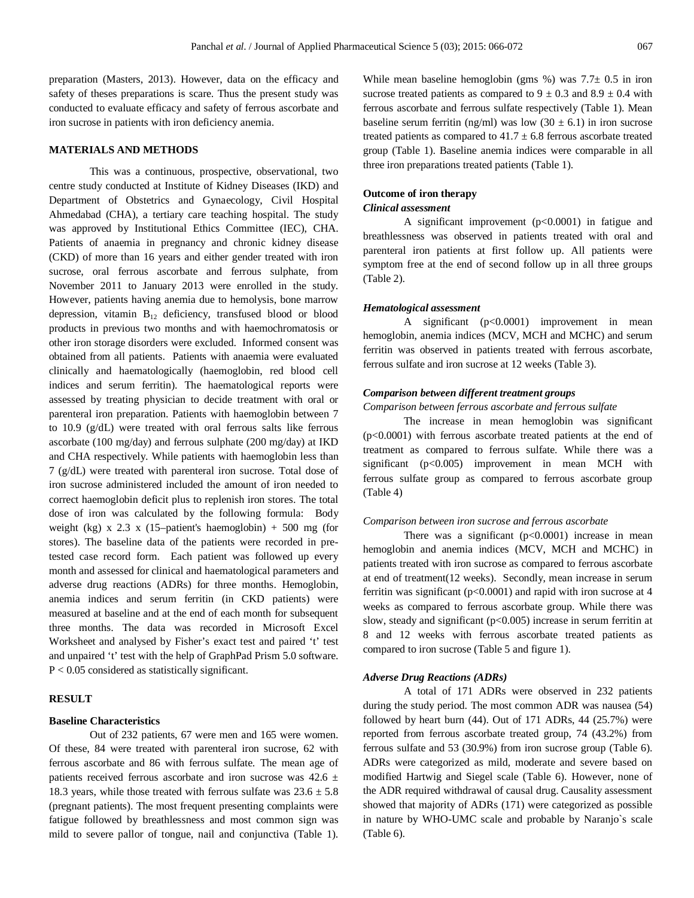preparation (Masters, 2013). However, data on the efficacy and safety of theses preparations is scare. Thus the present study was conducted to evaluate efficacy and safety of ferrous ascorbate and iron sucrose in patients with iron deficiency anemia.

## MATERIALS AND METHODS

This was a continuous, prospective, observational, two centre study conducted at Institute of Kidney Diseases (IKD) and Department of Obstetrics and Gynaecology, Civil Hospital Ahmedabad (CHA), a tertiary care teaching hospital. The study was approved by Institutional Ethics Committee (IEC), CHA. Patients of anaemia in pregnancy and chronic kidney disease (CKD) of more than 16 years and either gender treated with iron sucrose, oral ferrous ascorbate and ferrous sulphate, from November 2011 to January 2013 were enrolled in the study. However, patients having anemia due to hemolysis, bone marrow depression, vitamin $B_{12}$ deficiency, transfused blood or blood products in previous two months and with haemochromatosis or other iron storage disorders were excluded. Informed consent was obtained from all patients. Patients with anaemia were evaluated clinically and haematologically (haemoglobin, red blood cell indices and serum ferritin). The haematological reports were assessed by treating physician to decide treatment with oral or parenteral iron preparation. Patients with haemoglobin between 7 to 10.9 (g/dL) were treated with oral ferrous salts like ferrous ascorbate (100 mg/day) and ferrous sulphate (200 mg/day) at IKD and CHA respectively. While patients with haemoglobin less than 7 (g/dL) were treated with parenteral iron sucrose. Total dose of iron sucrose administered included the amount of iron needed to correct haemoglobin deficit plus to replenish iron stores. The total dose of iron was calculated by the following formula: Body weight (kg) x 2.3 x (15–patient's haemoglobin) + 500 mg (for stores). The baseline data of the patients were recorded in pre-tested case record form. Each patient was followed up every month and assessed for clinical and haematological parameters and adverse drug reactions (ADRs) for three months. Hemoglobin, anemia indices and serum ferritin (in CKD patients) were measured at baseline and at the end of each month for subsequent three months. The data was recorded in Microsoft Excel Worksheet and analysed by Fisher's exact test and paired 't' test and unpaired 't' test with the help of GraphPad Prism 5.0 software. $P < 0.05$ considered as statistically significant.

## RESULT

### Baseline Characteristics

Out of 232 patients, 67 were men and 165 were women. Of these, 84 were treated with parenteral iron sucrose, 62 with ferrous ascorbate and 86 with ferrous sulfate. The mean age of patients received ferrous ascorbate and iron sucrose was $42.6 \pm 18.3$ years, while those treated with ferrous sulfate was $23.6 \pm 5.8$ (pregnant patients). The most frequent presenting complaints were fatigue followed by breathlessness and most common sign was mild to severe pallor of tongue, nail and conjunctiva (Table 1). While mean baseline hemoglobin (gms %) was $7.7 \pm 0.5$ in iron sucrose treated patients as compared to $9 \pm 0.3$ and $8.9 \pm 0.4$ with ferrous ascorbate and ferrous sulfate respectively (Table 1). Mean baseline serum ferritin (ng/ml) was low ($30 \pm 6.1$) in iron sucrose treated patients as compared to $41.7 \pm 6.8$ ferrous ascorbate treated group (Table 1). Baseline anemia indices were comparable in all three iron preparations treated patients (Table 1).

### Outcome of iron therapy

#### *Clinical assessment*

A significant improvement ($p<0.0001$) in fatigue and breathlessness was observed in patients treated with oral and parenteral iron patients at first follow up. All patients were symptom free at the end of second follow up in all three groups (Table 2).

#### *Hematological assessment*

A significant ($p<0.0001$) improvement in mean hemoglobin, anemia indices (MCV, MCH and MCHC) and serum ferritin was observed in patients treated with ferrous ascorbate, ferrous sulfate and iron sucrose at 12 weeks (Table 3).

#### *Comparison between different treatment groups*

*Comparison between ferrous ascorbate and ferrous sulfate*

The increase in mean hemoglobin was significant ($p<0.0001$) with ferrous ascorbate treated patients at the end of treatment as compared to ferrous sulfate. While there was a significant ($p<0.005$) improvement in mean MCH with ferrous sulfate group as compared to ferrous ascorbate group (Table 4)

*Comparison between iron sucrose and ferrous ascorbate*

There was a significant ($p<0.0001$) increase in mean hemoglobin and anemia indices (MCV, MCH and MCHC) in patients treated with iron sucrose as compared to ferrous ascorbate at end of treatment(12 weeks). Secondly, mean increase in serum ferritin was significant ($p<0.0001$) and rapid with iron sucrose at 4 weeks as compared to ferrous ascorbate group. While there was slow, steady and significant ($p<0.005$) increase in serum ferritin at 8 and 12 weeks with ferrous ascorbate treated patients as compared to iron sucrose (Table 5 and figure 1).

#### *Adverse Drug Reactions (ADRs)*

A total of 171 ADRs were observed in 232 patients during the study period. The most common ADR was nausea (54) followed by heart burn (44). Out of 171 ADRs, 44 (25.7%) were reported from ferrous ascorbate treated group, 74 (43.2%) from ferrous sulfate and 53 (30.9%) from iron sucrose group (Table 6). ADRs were categorized as mild, moderate and severe based on modified Hartwig and Siegel scale (Table 6). However, none of the ADR required withdrawal of causal drug. Causality assessment showed that majority of ADRs (171) were categorized as possible in nature by WHO-UMC scale and probable by Naranjo`s scale (Table 6).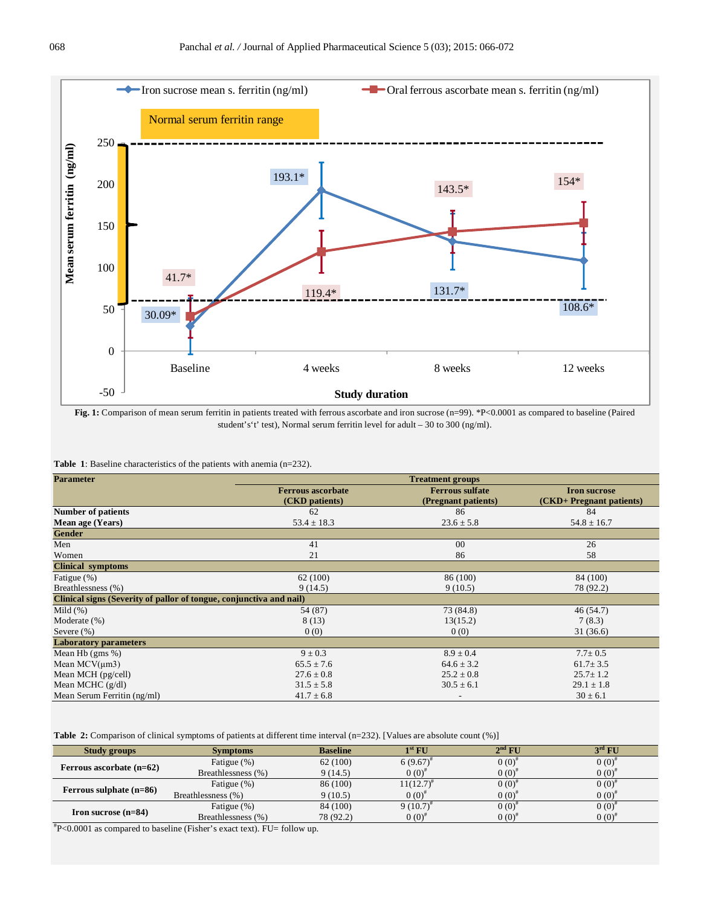Iron sucrose mean s. ferritin (ng/ml)

Oral ferrous ascorbate mean s. ferritin (ng/ml)

Normal serum ferritin range

Mean serum ferritin (ng/ml)

250
200
150
100
50
0
-50

193.1*
143.5*
154*
41.7*
119.4*
131.7*
30.09*
108.6*

Baseline
4 weeks
8 weeks
12 weeks

Study duration

**Fig. 1:** Comparison of mean serum ferritin in patients treated with ferrous ascorbate and iron sucrose (n=99). *P<0.0001 as compared to baseline (Paired student's't' test), Normal serum ferritin level for adult – 30 to 300 (ng/ml).

**Table 1**: Baseline characteristics of the patients with anemia (n=232).

| Parameter | Treatment groups | | |
|---|---|---|---|
| | Ferrous ascorbate (CKD patients) | Ferrous sulfate (Pregnant patients) | Iron sucrose (CKD+ Pregnant patients) |
| **Number of patients** | 62 | 86 | 84 |
| **Mean age (Years)** | 53.4 ± 18.3 | 23.6 ± 5.8 | 54.8 ± 16.7 |
| **Gender** | | | |
| Men | 41 | 00 | 26 |
| Women | 21 | 86 | 58 |
| **Clinical symptoms** | | | |
| Fatigue (%) | 62 (100) | 86 (100) | 84 (100) |
| Breathlessness (%) | 9 (14.5) | 9 (10.5) | 78 (92.2) |
| **Clinical signs (Severity of pallor of tongue, conjunctiva and nail)** | | | |
| Mild (%) | 54 (87) | 73 (84.8) | 46 (54.7) |
| Moderate (%) | 8 (13) | 13(15.2) | 7 (8.3) |
| Severe (%) | 0 (0) | 0 (0) | 31 (36.6) |
| **Laboratory parameters** | | | |
| Mean Hb (gms %) | 9 ± 0.3 | 8.9 ± 0.4 | 7.7± 0.5 |
| Mean MCV(μm3) | 65.5 ± 7.6 | 64.6 ± 3.2 | 61.7± 3.5 |
| Mean MCH (pg/cell) | 27.6 ± 0.8 | 25.2 ± 0.8 | 25.7± 1.2 |
| Mean MCHC (g/dl) | 31.5 ± 5.8 | 30.5 ± 6.1 | 29.1 ± 1.8 |
| Mean Serum Ferritin (ng/ml) | 41.7 ± 6.8 | - | 30 ± 6.1 |

**Table 2:** Comparison of clinical symptoms of patients at different time interval (n=232). [Values are absolute count (%)]

| Study groups | Symptoms | Baseline | 1st FU | 2nd FU | 3rd FU |
|---|---|---|---|---|---|
| **Ferrous ascorbate (n=62)** | Fatigue (%) | 62 (100) | 6 (9.67)# | 0 (0)# | 0 (0)# |
| | Breathlessness (%) | 9 (14.5) | 0 (0)# | 0 (0)# | 0 (0)# |
| **Ferrous sulphate (n=86)** | Fatigue (%) | 86 (100) | 11(12.7)# | 0 (0)# | 0 (0)# |
| | Breathlessness (%) | 9 (10.5) | 0 (0)# | 0 (0)# | 0 (0)# |
| **Iron sucrose (n=84)** | Fatigue (%) | 84 (100) | 9 (10.7)# | 0 (0)# | 0 (0)# |
| | Breathlessness (%) | 78 (92.2) | 0 (0)# | 0 (0)# | 0 (0)# |

#P<0.0001 as compared to baseline (Fisher's exact text). FU= follow up.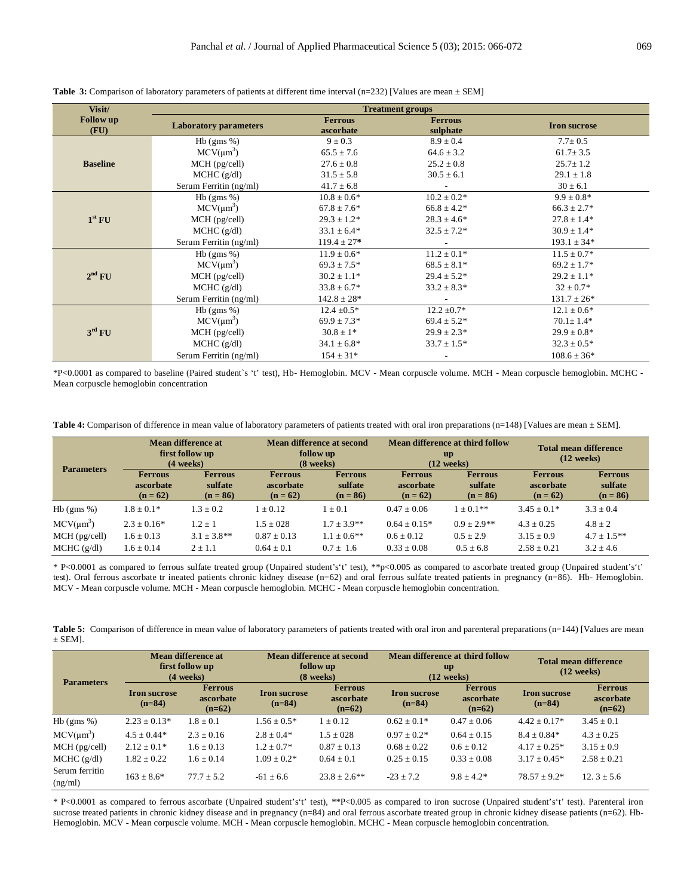**Table 3:** Comparison of laboratory parameters of patients at different time interval (n=232) [Values are mean ± SEM]

| Visit/ Follow up (FU) | Laboratory parameters | Treatment groups | | |
|---|---|---|---|---|
| | | Ferrous ascorbate | Ferrous sulphate | Iron sucrose |
| Baseline | Hb (gms %) | 9 ± 0.3 | 8.9 ± 0.4 | 7.7± 0.5 |
| | MCV($\mu m^3$) | 65.5 ± 7.6 | 64.6 ± 3.2 | 61.7± 3.5 |
| | MCH (pg/cell) | 27.6 ± 0.8 | 25.2 ± 0.8 | 25.7± 1.2 |
| | MCHC (g/dl) | 31.5 ± 5.8 | 30.5 ± 6.1 | 29.1 ± 1.8 |
| | Serum Ferritin (ng/ml) | 41.7 ± 6.8 | - | 30 ± 6.1 |
| 1st FU | Hb (gms %) | 10.8 ± 0.6* | 10.2 ± 0.2* | 9.9 ± 0.8* |
| | MCV($\mu m^3$) | 67.8 ± 7.6* | 66.8 ± 4.2* | 66.3 ± 2.7* |
| | MCH (pg/cell) | 29.3 ± 1.2* | 28.3 ± 4.6* | 27.8 ± 1.4* |
| | MCHC (g/dl) | 33.1 ± 6.4* | 32.5 ± 7.2* | 30.9 ± 1.4* |
| | Serum Ferritin (ng/ml) | 119.4 ± 27* | - | 193.1 ± 34* |
| 2nd FU | Hb (gms %) | 11.9 ± 0.6* | 11.2 ± 0.1* | 11.5 ± 0.7* |
| | MCV($\mu m^3$) | 69.3 ± 7.5* | 68.5 ± 8.1* | 69.2 ± 1.7* |
| | MCH (pg/cell) | 30.2 ± 1.1* | 29.4 ± 5.2* | 29.2 ± 1.1* |
| | MCHC (g/dl) | 33.8 ± 6.7* | 33.2 ± 8.3* | 32 ± 0.7* |
| | Serum Ferritin (ng/ml) | 142.8 ± 28* | - | 131.7 ± 26* |
| 3rd FU | Hb (gms %) | 12.4 ±0.5* | 12.2 ±0.7* | 12.1 ± 0.6* |
| | MCV($\mu m^3$) | 69.9 ± 7.3* | 69.4 ± 5.2* | 70.1± 1.4* |
| | MCH (pg/cell) | 30.8 ± 1* | 29.9 ± 2.3* | 29.9 ± 0.8* |
| | MCHC (g/dl) | 34.1 ± 6.8* | 33.7 ± 1.5* | 32.3 ± 0.5* |
| | Serum Ferritin (ng/ml) | 154 ± 31* | - | 108.6 ± 36* |

*P<0.0001 as compared to baseline (Paired student`s 't' test), Hb- Hemoglobin. MCV - Mean corpuscle volume. MCH - Mean corpuscle hemoglobin. MCHC - Mean corpuscle hemoglobin concentration

**Table 4:** Comparison of difference in mean value of laboratory parameters of patients treated with oral iron preparations (n=148) [Values are mean ± SEM].

| Parameters | Mean difference at first follow up (4 weeks) | | Mean difference at second follow up (8 weeks) | | Mean difference at third follow up (12 weeks) | | Total mean difference (12 weeks) | |
|---|---|---|---|---|---|---|---|---|
| | Ferrous ascorbate (n = 62) | Ferrous sulfate (n = 86) | Ferrous ascorbate (n = 62) | Ferrous sulfate (n = 86) | Ferrous ascorbate (n = 62) | Ferrous sulfate (n = 86) | Ferrous ascorbate (n = 62) | Ferrous sulfate (n = 86) |
| Hb (gms %) | 1.8 ± 0.1* | 1.3 ± 0.2 | 1 ± 0.12 | 1 ± 0.1 | 0.47 ± 0.06 | 1 ± 0.1** | 3.45 ± 0.1* | 3.3 ± 0.4 |
| MCV($\mu m^3$) | 2.3 ± 0.16* | 1.2 ± 1 | 1.5 ± 028 | 1.7 ± 3.9** | 0.64 ± 0.15* | 0.9 ± 2.9** | 4.3 ± 0.25 | 4.8 ± 2 |
| MCH (pg/cell) | 1.6 ± 0.13 | 3.1 ± 3.8** | 0.87 ± 0.13 | 1.1 ± 0.6** | 0.6 ± 0.12 | 0.5 ± 2.9 | 3.15 ± 0.9 | 4.7 ± 1.5** |
| MCHC (g/dl) | 1.6 ± 0.14 | 2 ± 1.1 | 0.64 ± 0.1 | 0.7 ± 1.6 | 0.33 ± 0.08 | 0.5 ± 6.8 | 2.58 ± 0.21 | 3.2 ± 4.6 |

* P<0.0001 as compared to ferrous sulfate treated group (Unpaired student's't' test), **p<0.005 as compared to ascorbate treated group (Unpaired student's't' test). Oral ferrous ascorbate tr ineated patients chronic kidney disease (n=62) and oral ferrous sulfate treated patients in pregnancy (n=86). Hb- Hemoglobin. MCV - Mean corpuscle volume. MCH - Mean corpuscle hemoglobin. MCHC - Mean corpuscle hemoglobin concentration.

**Table 5:** Comparison of difference in mean value of laboratory parameters of patients treated with oral iron and parenteral preparations (n=144) [Values are mean ± SEM].

| Parameters | Mean difference at first follow up (4 weeks) | | Mean difference at second follow up (8 weeks) | | Mean difference at third follow up (12 weeks) | | Total mean difference (12 weeks) | |
|---|---|---|---|---|---|---|---|---|
| | Iron sucrose (n=84) | Ferrous ascorbate (n=62) | Iron sucrose (n=84) | Ferrous ascorbate (n=62) | Iron sucrose (n=84) | Ferrous ascorbate (n=62) | Iron sucrose (n=84) | Ferrous ascorbate (n=62) |
| Hb (gms %) | 2.23 ± 0.13* | 1.8 ± 0.1 | 1.56 ± 0.5* | 1 ± 0.12 | 0.62 ± 0.1* | 0.47 ± 0.06 | 4.42 ± 0.17* | 3.45 ± 0.1 |
| MCV($\mu m^3$) | 4.5 ± 0.44* | 2.3 ± 0.16 | 2.8 ± 0.4* | 1.5 ± 028 | 0.97 ± 0.2* | 0.64 ± 0.15 | 8.4 ± 0.84* | 4.3 ± 0.25 |
| MCH (pg/cell) | 2.12 ± 0.1* | 1.6 ± 0.13 | 1.2 ± 0.7* | 0.87 ± 0.13 | 0.68 ± 0.22 | 0.6 ± 0.12 | 4.17 ± 0.25* | 3.15 ± 0.9 |
| MCHC (g/dl) | 1.82 ± 0.22 | 1.6 ± 0.14 | 1.09 ± 0.2* | 0.64 ± 0.1 | 0.25 ± 0.15 | 0.33 ± 0.08 | 3.17 ± 0.45* | 2.58 ± 0.21 |
| Serum ferritin (ng/ml) | 163 ± 8.6* | 77.7 ± 5.2 | -61 ± 6.6 | 23.8 ± 2.6** | -23 ± 7.2 | 9.8 ± 4.2* | 78.57 ± 9.2* | 12. 3 ± 5.6 |

* P<0.0001 as compared to ferrous ascorbate (Unpaired student's't' test), **P<0.005 as compared to iron sucrose (Unpaired student's't' test). Parenteral iron sucrose treated patients in chronic kidney disease and in pregnancy (n=84) and oral ferrous ascorbate treated group in chronic kidney disease patients (n=62). Hb- Hemoglobin. MCV - Mean corpuscle volume. MCH - Mean corpuscle hemoglobin. MCHC - Mean corpuscle hemoglobin concentration.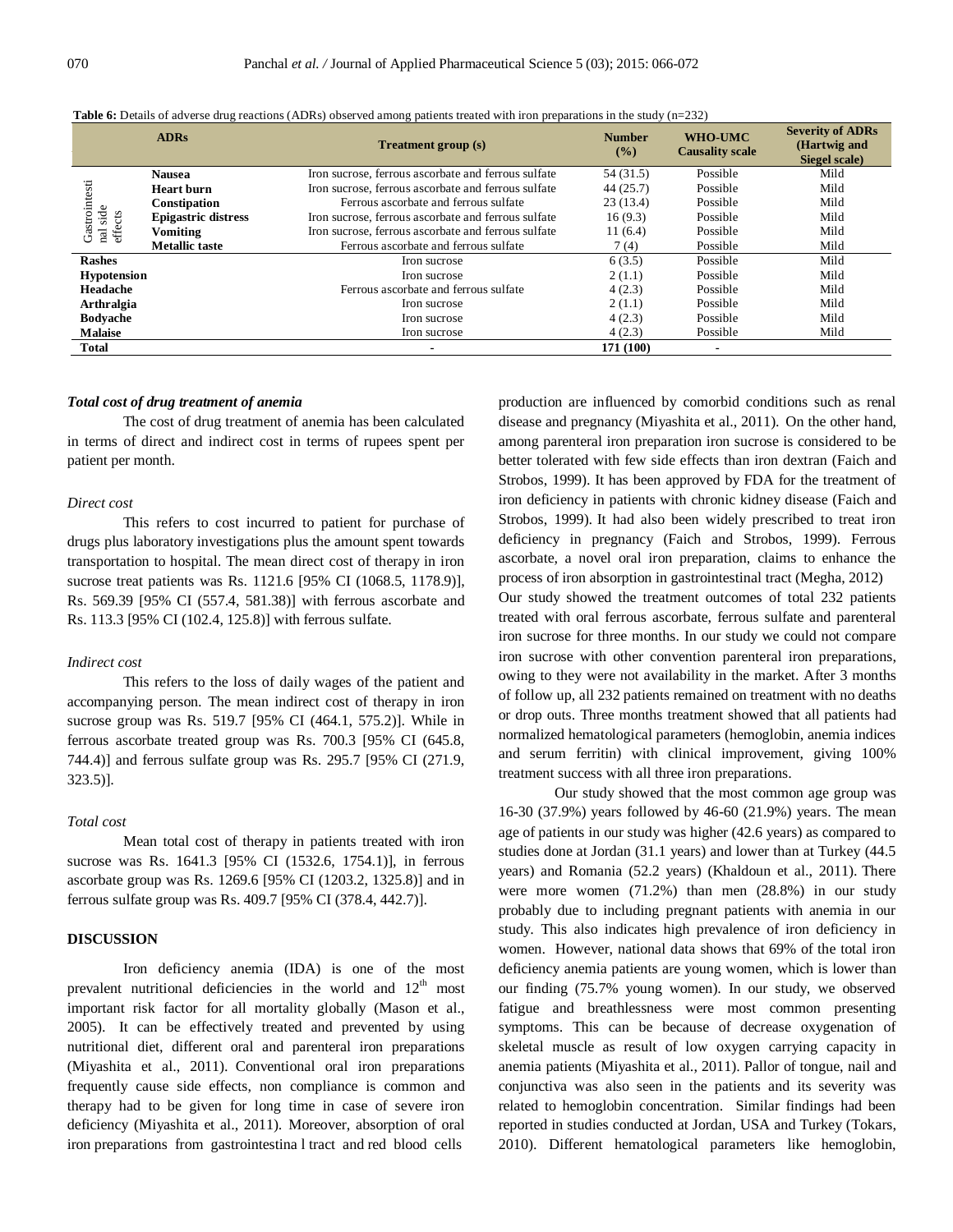**Table 6:** Details of adverse drug reactions (ADRs) observed among patients treated with iron preparations in the study (n=232)

| ADRs | | Treatment group (s) | Number (%) | WHO-UMC Causality scale | Severity of ADRs (Hartwig and Siegel scale) |
|---|---|---|---|---|---|
| Gastrointestinal side effects | Nausea | Iron sucrose, ferrous ascorbate and ferrous sulfate | 54 (31.5) | Possible | Mild |
| | Heart burn | Iron sucrose, ferrous ascorbate and ferrous sulfate | 44 (25.7) | Possible | Mild |
| | Constipation | Ferrous ascorbate and ferrous sulfate | 23 (13.4) | Possible | Mild |
| | Epigastric distress | Iron sucrose, ferrous ascorbate and ferrous sulfate | 16 (9.3) | Possible | Mild |
| | Vomiting | Iron sucrose, ferrous ascorbate and ferrous sulfate | 11 (6.4) | Possible | Mild |
| | Metallic taste | Ferrous ascorbate and ferrous sulfate | 7 (4) | Possible | Mild |
| Rashes | | Iron sucrose | 6 (3.5) | Possible | Mild |
| Hypotension | | Iron sucrose | 2 (1.1) | Possible | Mild |
| Headache | | Ferrous ascorbate and ferrous sulfate | 4 (2.3) | Possible | Mild |
| Arthralgia | | Iron sucrose | 2 (1.1) | Possible | Mild |
| Bodyache | | Iron sucrose | 4 (2.3) | Possible | Mild |
| Malaise | | Iron sucrose | 4 (2.3) | Possible | Mild |
| Total | | - | 171 (100) | - | |

### *Total cost of drug treatment of anemia*

The cost of drug treatment of anemia has been calculated in terms of direct and indirect cost in terms of rupees spent per patient per month.

#### *Direct cost*

This refers to cost incurred to patient for purchase of drugs plus laboratory investigations plus the amount spent towards transportation to hospital. The mean direct cost of therapy in iron sucrose treat patients was Rs. 1121.6 [95% CI (1068.5, 1178.9)], Rs. 569.39 [95% CI (557.4, 581.38)] with ferrous ascorbate and Rs. 113.3 [95% CI (102.4, 125.8)] with ferrous sulfate.

#### *Indirect cost*

This refers to the loss of daily wages of the patient and accompanying person. The mean indirect cost of therapy in iron sucrose group was Rs. 519.7 [95% CI (464.1, 575.2)]. While in ferrous ascorbate treated group was Rs. 700.3 [95% CI (645.8, 744.4)] and ferrous sulfate group was Rs. 295.7 [95% CI (271.9, 323.5)].

#### *Total cost*

Mean total cost of therapy in patients treated with iron sucrose was Rs. 1641.3 [95% CI (1532.6, 1754.1)], in ferrous ascorbate group was Rs. 1269.6 [95% CI (1203.2, 1325.8)] and in ferrous sulfate group was Rs. 409.7 [95% CI (378.4, 442.7)].

## DISCUSSION

Iron deficiency anemia (IDA) is one of the most prevalent nutritional deficiencies in the world and 12th most important risk factor for all mortality globally (Mason et al., 2005). It can be effectively treated and prevented by using nutritional diet, different oral and parenteral iron preparations (Miyashita et al., 2011). Conventional oral iron preparations frequently cause side effects, non compliance is common and therapy had to be given for long time in case of severe iron deficiency (Miyashita et al., 2011). Moreover, absorption of oral iron preparations from gastrointestina l tract and red blood cells production are influenced by comorbid conditions such as renal disease and pregnancy (Miyashita et al., 2011). On the other hand, among parenteral iron preparation iron sucrose is considered to be better tolerated with few side effects than iron dextran (Faich and Strobos, 1999). It has been approved by FDA for the treatment of iron deficiency in patients with chronic kidney disease (Faich and Strobos, 1999). It had also been widely prescribed to treat iron deficiency in pregnancy (Faich and Strobos, 1999). Ferrous ascorbate, a novel oral iron preparation, claims to enhance the process of iron absorption in gastrointestinal tract (Megha, 2012)

Our study showed the treatment outcomes of total 232 patients treated with oral ferrous ascorbate, ferrous sulfate and parenteral iron sucrose for three months. In our study we could not compare iron sucrose with other convention parenteral iron preparations, owing to they were not availability in the market. After 3 months of follow up, all 232 patients remained on treatment with no deaths or drop outs. Three months treatment showed that all patients had normalized hematological parameters (hemoglobin, anemia indices and serum ferritin) with clinical improvement, giving 100% treatment success with all three iron preparations.

Our study showed that the most common age group was 16-30 (37.9%) years followed by 46-60 (21.9%) years. The mean age of patients in our study was higher (42.6 years) as compared to studies done at Jordan (31.1 years) and lower than at Turkey (44.5 years) and Romania (52.2 years) (Khaldoun et al., 2011). There were more women (71.2%) than men (28.8%) in our study probably due to including pregnant patients with anemia in our study. This also indicates high prevalence of iron deficiency in women. However, national data shows that 69% of the total iron deficiency anemia patients are young women, which is lower than our finding (75.7% young women). In our study, we observed fatigue and breathlessness were most common presenting symptoms. This can be because of decrease oxygenation of skeletal muscle as result of low oxygen carrying capacity in anemia patients (Miyashita et al., 2011). Pallor of tongue, nail and conjunctiva was also seen in the patients and its severity was related to hemoglobin concentration. Similar findings had been reported in studies conducted at Jordan, USA and Turkey (Tokars, 2010). Different hematological parameters like hemoglobin,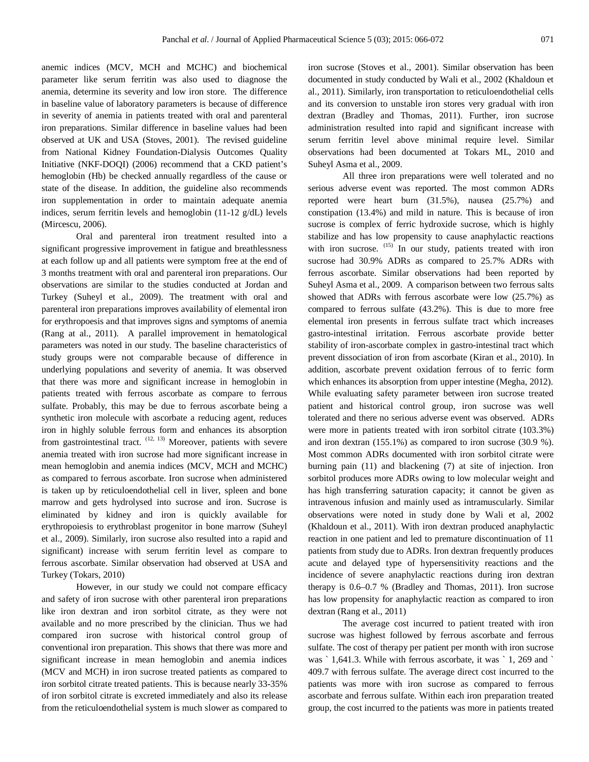anemic indices (MCV, MCH and MCHC) and biochemical parameter like serum ferritin was also used to diagnose the anemia, determine its severity and low iron store. The difference in baseline value of laboratory parameters is because of difference in severity of anemia in patients treated with oral and parenteral iron preparations. Similar difference in baseline values had been observed at UK and USA (Stoves, 2001). The revised guideline from National Kidney Foundation-Dialysis Outcomes Quality Initiative (NKF-DOQI) (2006) recommend that a CKD patient's hemoglobin (Hb) be checked annually regardless of the cause or state of the disease. In addition, the guideline also recommends iron supplementation in order to maintain adequate anemia indices, serum ferritin levels and hemoglobin (11-12 g/dL) levels (Mircescu, 2006).

Oral and parenteral iron treatment resulted into a significant progressive improvement in fatigue and breathlessness at each follow up and all patients were symptom free at the end of 3 months treatment with oral and parenteral iron preparations. Our observations are similar to the studies conducted at Jordan and Turkey (Suheyl et al., 2009). The treatment with oral and parenteral iron preparations improves availability of elemental iron for erythropoeisis and that improves signs and symptoms of anemia (Rang at al., 2011). A parallel improvement in hematological parameters was noted in our study. The baseline characteristics of study groups were not comparable because of difference in underlying populations and severity of anemia. It was observed that there was more and significant increase in hemoglobin in patients treated with ferrous ascorbate as compare to ferrous sulfate. Probably, this may be due to ferrous ascorbate being a synthetic iron molecule with ascorbate a reducing agent, reduces iron in highly soluble ferrous form and enhances its absorption from gastrointestinal tract. [12, 13] Moreover, patients with severe anemia treated with iron sucrose had more significant increase in mean hemoglobin and anemia indices (MCV, MCH and MCHC) as compared to ferrous ascorbate. Iron sucrose when administered is taken up by reticuloendothelial cell in liver, spleen and bone marrow and gets hydrolysed into sucrose and iron. Sucrose is eliminated by kidney and iron is quickly available for erythropoiesis to erythroblast progenitor in bone marrow (Suheyl et al., 2009). Similarly, iron sucrose also resulted into a rapid and significant) increase with serum ferritin level as compare to ferrous ascorbate. Similar observation had observed at USA and Turkey (Tokars, 2010)

However, in our study we could not compare efficacy and safety of iron sucrose with other parenteral iron preparations like iron dextran and iron sorbitol citrate, as they were not available and no more prescribed by the clinician. Thus we had compared iron sucrose with historical control group of conventional iron preparation. This shows that there was more and significant increase in mean hemoglobin and anemia indices (MCV and MCH) in iron sucrose treated patients as compared to iron sorbitol citrate treated patients. This is because nearly 33-35% of iron sorbitol citrate is excreted immediately and also its release from the reticuloendothelial system is much slower as compared to iron sucrose (Stoves et al., 2001). Similar observation has been documented in study conducted by Wali et al., 2002 (Khaldoun et al., 2011). Similarly, iron transportation to reticuloendothelial cells and its conversion to unstable iron stores very gradual with iron dextran (Bradley and Thomas, 2011). Further, iron sucrose administration resulted into rapid and significant increase with serum ferritin level above minimal require level. Similar observations had been documented at Tokars ML, 2010 and Suheyl Asma et al., 2009.

All three iron preparations were well tolerated and no serious adverse event was reported. The most common ADRs reported were heart burn (31.5%), nausea (25.7%) and constipation (13.4%) and mild in nature. This is because of iron sucrose is complex of ferric hydroxide sucrose, which is highly stabilize and has low propensity to cause anaphylactic reactions with iron sucrose. [15] In our study, patients treated with iron sucrose had 30.9% ADRs as compared to 25.7% ADRs with ferrous ascorbate. Similar observations had been reported by Suheyl Asma et al., 2009. A comparison between two ferrous salts showed that ADRs with ferrous ascorbate were low (25.7%) as compared to ferrous sulfate (43.2%). This is due to more free elemental iron presents in ferrous sulfate tract which increases gastro-intestinal irritation. Ferrous ascorbate provide better stability of iron-ascorbate complex in gastro-intestinal tract which prevent dissociation of iron from ascorbate (Kiran et al., 2010). In addition, ascorbate prevent oxidation ferrous of to ferric form which enhances its absorption from upper intestine (Megha, 2012). While evaluating safety parameter between iron sucrose treated patient and historical control group, iron sucrose was well tolerated and there no serious adverse event was observed. ADRs were more in patients treated with iron sorbitol citrate (103.3%) and iron dextran (155.1%) as compared to iron sucrose (30.9 %). Most common ADRs documented with iron sorbitol citrate were burning pain (11) and blackening (7) at site of injection. Iron sorbitol produces more ADRs owing to low molecular weight and has high transferring saturation capacity; it cannot be given as intravenous infusion and mainly used as intramuscularly. Similar observations were noted in study done by Wali et al, 2002 (Khaldoun et al., 2011). With iron dextran produced anaphylactic reaction in one patient and led to premature discontinuation of 11 patients from study due to ADRs. Iron dextran frequently produces acute and delayed type of hypersensitivity reactions and the incidence of severe anaphylactic reactions during iron dextran therapy is 0.6–0.7 % (Bradley and Thomas, 2011). Iron sucrose has low propensity for anaphylactic reaction as compared to iron dextran (Rang et al., 2011)

The average cost incurred to patient treated with iron sucrose was highest followed by ferrous ascorbate and ferrous sulfate. The cost of therapy per patient per month with iron sucrose was ` 1,641.3. While with ferrous ascorbate, it was ` 1, 269 and ` 409.7 with ferrous sulfate. The average direct cost incurred to the patients was more with iron sucrose as compared to ferrous ascorbate and ferrous sulfate. Within each iron preparation treated group, the cost incurred to the patients was more in patients treated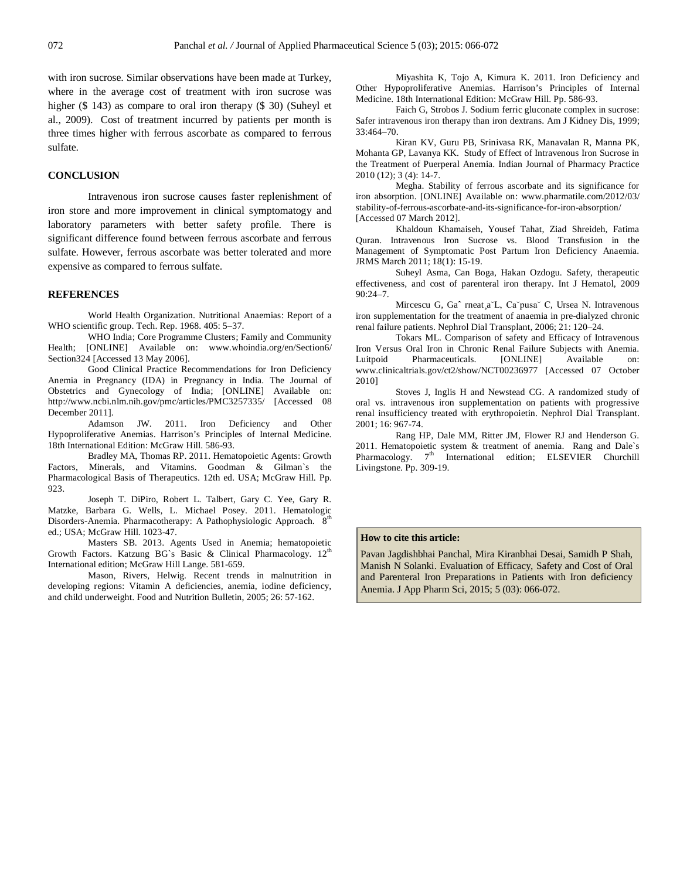with iron sucrose. Similar observations have been made at Turkey, where in the average cost of treatment with iron sucrose was higher ($ 143) as compare to oral iron therapy ($ 30) (Suheyl et al., 2009). Cost of treatment incurred by patients per month is three times higher with ferrous ascorbate as compared to ferrous sulfate.

## CONCLUSION

Intravenous iron sucrose causes faster replenishment of iron store and more improvement in clinical symptomatology and laboratory parameters with better safety profile. There is significant difference found between ferrous ascorbate and ferrous sulfate. However, ferrous ascorbate was better tolerated and more expensive as compared to ferrous sulfate.

## REFERENCES

World Health Organization. Nutritional Anaemias: Report of a WHO scientific group. Tech. Rep. 1968. 405: 5–37.

WHO India; Core Programme Clusters; Family and Community Health; [ONLINE] Available on: www.whoindia.org/en/Section6/Section324 [Accessed 13 May 2006].

Good Clinical Practice Recommendations for Iron Deficiency Anemia in Pregnancy (IDA) in Pregnancy in India. The Journal of Obstetrics and Gynecology of India; [ONLINE] Available on: http://www.ncbi.nlm.nih.gov/pmc/articles/PMC3257335/ [Accessed 08 December 2011].

Adamson JW. 2011. Iron Deficiency and Other Hypoproliferative Anemias. Harrison's Principles of Internal Medicine. 18th International Edition: McGraw Hill. 586-93.

Bradley MA, Thomas RP. 2011. Hematopoietic Agents: Growth Factors, Minerals, and Vitamins. Goodman & Gilman`s the Pharmacological Basis of Therapeutics. 12th ed. USA; McGraw Hill. Pp. 923.

Joseph T. DiPiro, Robert L. Talbert, Gary C. Yee, Gary R. Matzke, Barbara G. Wells, L. Michael Posey. 2011. Hematologic Disorders-Anemia. Pharmacotherapy: A Pathophysiologic Approach. 8th ed.; USA; McGraw Hill. 1023-47.

Masters SB. 2013. Agents Used in Anemia; hematopoietic Growth Factors. Katzung BG`s Basic & Clinical Pharmacology. 12th International edition; McGraw Hill Lange. 581-659.

Mason, Rivers, Helwig. Recent trends in malnutrition in developing regions: Vitamin A deficiencies, anemia, iodine deficiency, and child underweight. Food and Nutrition Bulletin, 2005; 26: 57-162.

Miyashita K, Tojo A, Kimura K. 2011. Iron Deficiency and Other Hypoproliferative Anemias. Harrison's Principles of Internal Medicine. 18th International Edition: McGraw Hill. Pp. 586-93.

Faich G, Strobos J. Sodium ferric gluconate complex in sucrose: Safer intravenous iron therapy than iron dextrans. Am J Kidney Dis, 1999; 33:464–70.

Kiran KV, Guru PB, Srinivasa RK, Manavalan R, Manna PK, Mohanta GP, Lavanya KK. Study of Effect of Intravenous Iron Sucrose in the Treatment of Puerperal Anemia. Indian Journal of Pharmacy Practice 2010 (12); 3 (4): 14-7.

Megha. Stability of ferrous ascorbate and its significance for iron absorption. [ONLINE] Available on: www.pharmatile.com/2012/03/stability-of-ferrous-ascorbate-and-its-significance-for-iron-absorption/ [Accessed 07 March 2012].

Khaldoun Khamaiseh, Yousef Tahat, Ziad Shreideh, Fatima Quran. Intravenous Iron Sucrose vs. Blood Transfusion in the Management of Symptomatic Post Partum Iron Deficiency Anaemia. JRMS March 2011; 18(1): 15-19.

Suheyl Asma, Can Boga, Hakan Ozdogu. Safety, therapeutic effectiveness, and cost of parenteral iron therapy. Int J Hematol, 2009 90:24–7.

Mircescu G, Gaˆ rneat¸a˘L, Ca˘pusa˘ C, Ursea N. Intravenous iron supplementation for the treatment of anaemia in pre-dialyzed chronic renal failure patients. Nephrol Dial Transplant, 2006; 21: 120–24.

Tokars ML. Comparison of safety and Efficacy of Intravenous Iron Versus Oral Iron in Chronic Renal Failure Subjects with Anemia. Luitpoid Pharmaceuticals. [ONLINE] Available on: www.clinicaltrials.gov/ct2/show/NCT00236977 [Accessed 07 October 2010]

Stoves J, Inglis H and Newstead CG. A randomized study of oral vs. intravenous iron supplementation on patients with progressive renal insufficiency treated with erythropoietin. Nephrol Dial Transplant. 2001; 16: 967-74.

Rang HP, Dale MM, Ritter JM, Flower RJ and Henderson G. 2011. Hematopoietic system & treatment of anemia. Rang and Dale`s Pharmacology. 7th International edition; ELSEVIER Churchill Livingstone. Pp. 309-19.

**How to cite this article:**

Pavan Jagdishbhai Panchal, Mira Kiranbhai Desai, Samidh P Shah, Manish N Solanki. Evaluation of Efficacy, Safety and Cost of Oral and Parenteral Iron Preparations in Patients with Iron deficiency Anemia. J App Pharm Sci, 2015; 5 (03): 066-072.